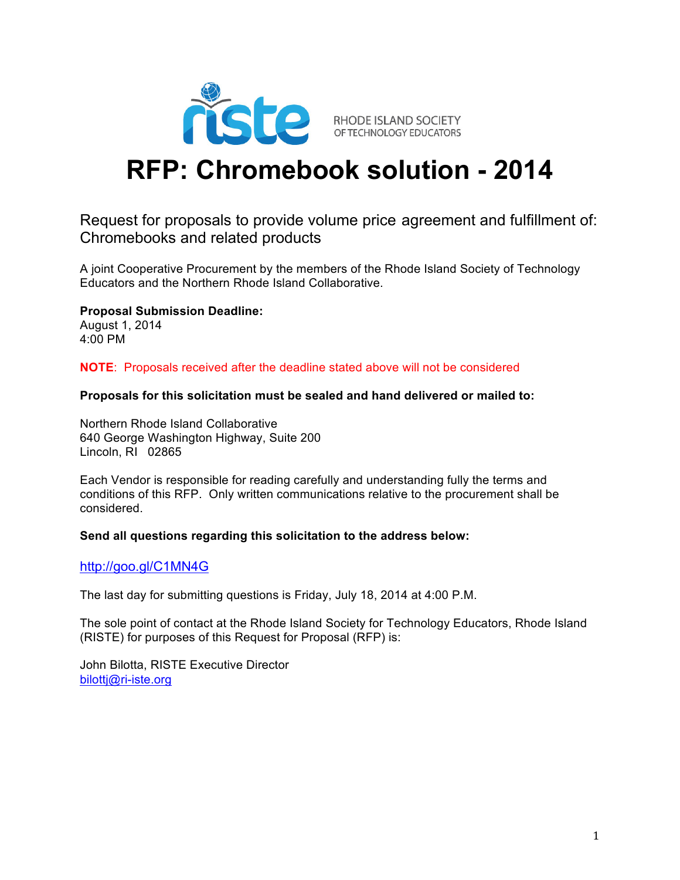RISTE — RHODE ISLAND SOCIETY OF TECHNOLOGY EDUCATORS

# RFP: Chromebook solution - 2014

Request for proposals to provide volume price agreement and fulfillment of: Chromebooks and related products

A joint Cooperative Procurement by the members of the Rhode Island Society of Technology Educators and the Northern Rhode Island Collaborative.

**Proposal Submission Deadline:**
August 1, 2014
4:00 PM

**NOTE**: Proposals received after the deadline stated above will not be considered

**Proposals for this solicitation must be sealed and hand delivered or mailed to:**

Northern Rhode Island Collaborative
640 George Washington Highway, Suite 200
Lincoln, RI 02865

Each Vendor is responsible for reading carefully and understanding fully the terms and conditions of this RFP. Only written communications relative to the procurement shall be considered.

**Send all questions regarding this solicitation to the address below:**

http://goo.gl/C1MN4G

The last day for submitting questions is Friday, July 18, 2014 at 4:00 P.M.

The sole point of contact at the Rhode Island Society for Technology Educators, Rhode Island (RISTE) for purposes of this Request for Proposal (RFP) is:

John Bilotta, RISTE Executive Director
bilottj@ri-iste.org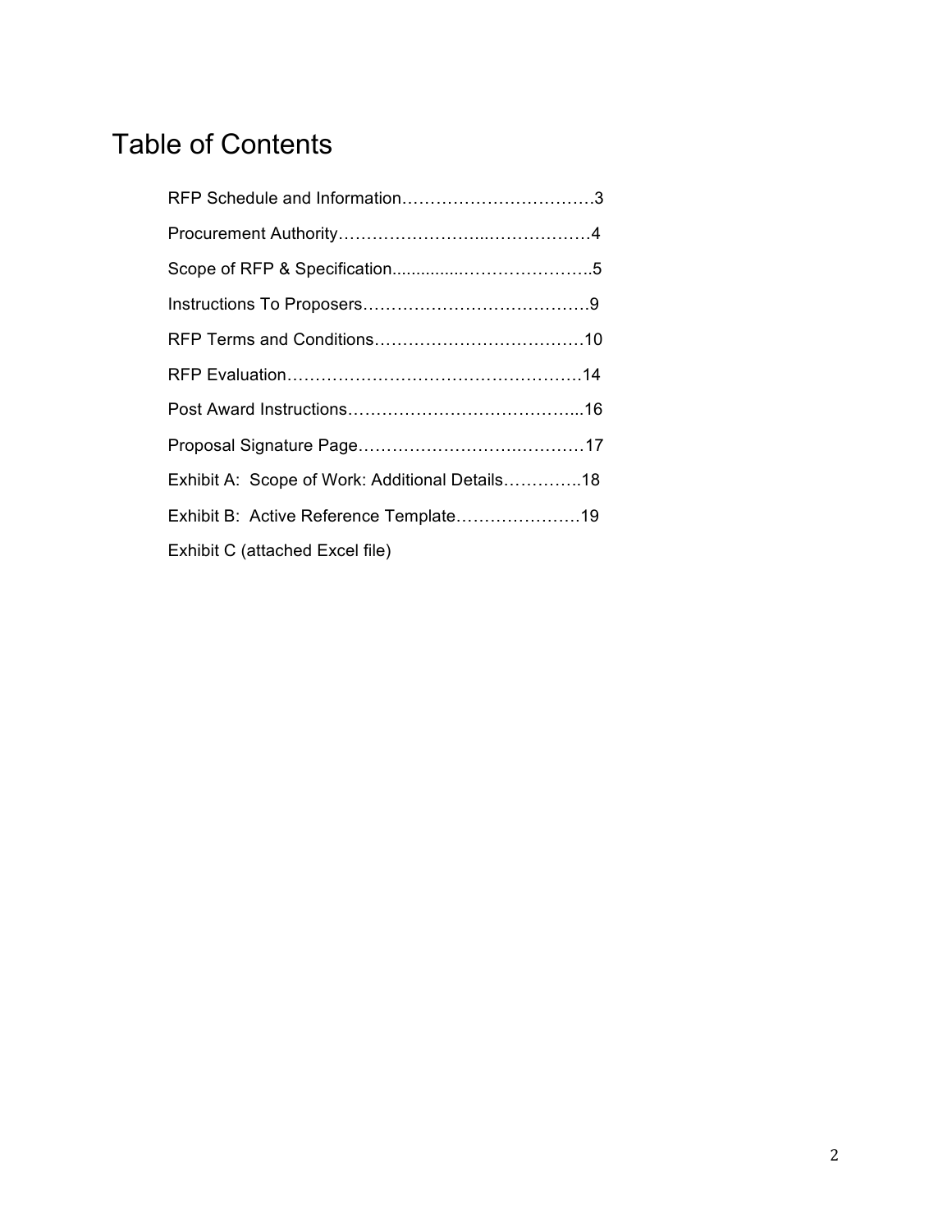# Table of Contents

RFP Schedule and Information……………………………3

Procurement Authority……………………...………………4

Scope of RFP & Specification.............…………………..5

Instructions To Proposers…………………………………9

RFP Terms and Conditions………………………………10

RFP Evaluation……………………………………………14

Post Award Instructions…………………………………...16

Proposal Signature Page…………………….…………17

Exhibit A: Scope of Work: Additional Details…………..18

Exhibit B: Active Reference Template………………….19

Exhibit C (attached Excel file)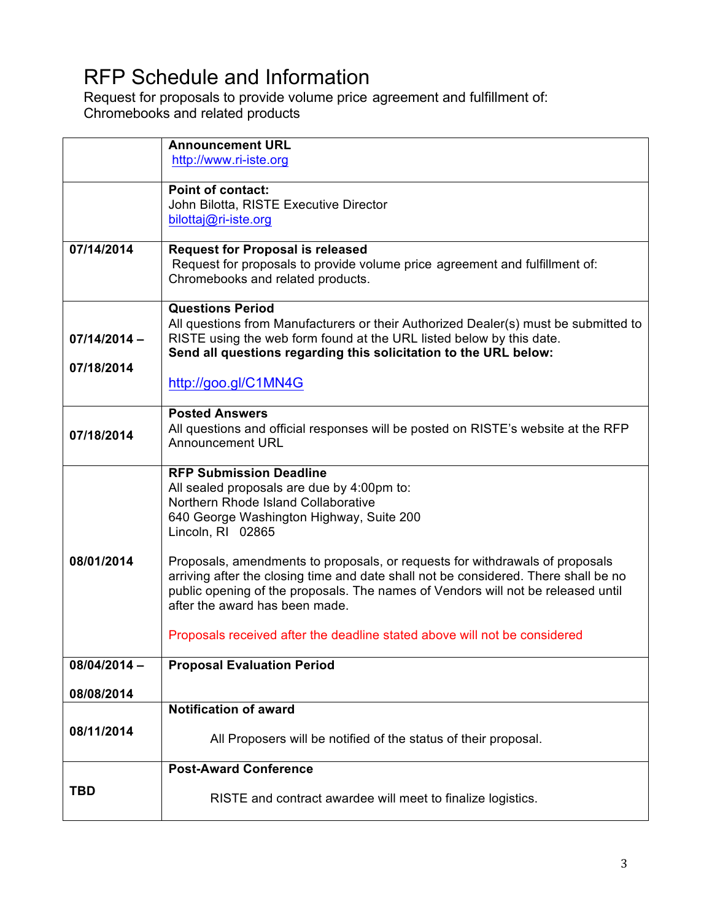# RFP Schedule and Information

Request for proposals to provide volume price agreement and fulfillment of:
Chromebooks and related products

| | |
|---|---|
| | **Announcement URL**<br>http://www.ri-iste.org |
| | **Point of contact:**<br>John Bilotta, RISTE Executive Director<br>bilottaj@ri-iste.org |
| **07/14/2014** | **Request for Proposal is released**<br>Request for proposals to provide volume price agreement and fulfillment of: Chromebooks and related products. |
| **07/14/2014 – 07/18/2014** | **Questions Period**<br>All questions from Manufacturers or their Authorized Dealer(s) must be submitted to RISTE using the web form found at the URL listed below by this date.<br>**Send all questions regarding this solicitation to the URL below:**<br>http://goo.gl/C1MN4G |
| **07/18/2014** | **Posted Answers**<br>All questions and official responses will be posted on RISTE's website at the RFP Announcement URL |
| **08/01/2014** | **RFP Submission Deadline**<br>All sealed proposals are due by 4:00pm to:<br>Northern Rhode Island Collaborative<br>640 George Washington Highway, Suite 200<br>Lincoln, RI 02865<br><br>Proposals, amendments to proposals, or requests for withdrawals of proposals arriving after the closing time and date shall not be considered. There shall be no public opening of the proposals. The names of Vendors will not be released until after the award has been made.<br><br>Proposals received after the deadline stated above will not be considered |
| **08/04/2014 – 08/08/2014** | **Proposal Evaluation Period** |
| **08/11/2014** | **Notification of award**<br>All Proposers will be notified of the status of their proposal. |
| **TBD** | **Post-Award Conference**<br>RISTE and contract awardee will meet to finalize logistics. |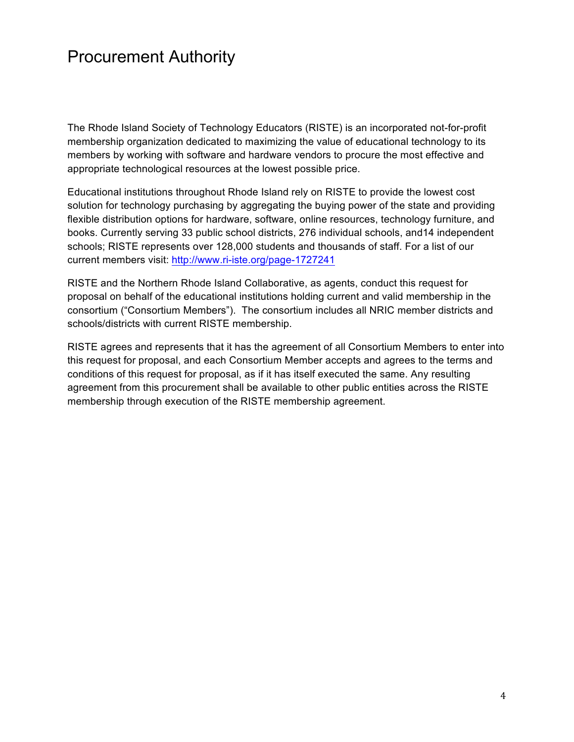# Procurement Authority

The Rhode Island Society of Technology Educators (RISTE) is an incorporated not-for-profit membership organization dedicated to maximizing the value of educational technology to its members by working with software and hardware vendors to procure the most effective and appropriate technological resources at the lowest possible price.

Educational institutions throughout Rhode Island rely on RISTE to provide the lowest cost solution for technology purchasing by aggregating the buying power of the state and providing flexible distribution options for hardware, software, online resources, technology furniture, and books. Currently serving 33 public school districts, 276 individual schools, and14 independent schools; RISTE represents over 128,000 students and thousands of staff. For a list of our current members visit: [http://www.ri-iste.org/page-1727241](http://www.ri-iste.org/page-1727241)

RISTE and the Northern Rhode Island Collaborative, as agents, conduct this request for proposal on behalf of the educational institutions holding current and valid membership in the consortium ("Consortium Members"). The consortium includes all NRIC member districts and schools/districts with current RISTE membership.

RISTE agrees and represents that it has the agreement of all Consortium Members to enter into this request for proposal, and each Consortium Member accepts and agrees to the terms and conditions of this request for proposal, as if it has itself executed the same. Any resulting agreement from this procurement shall be available to other public entities across the RISTE membership through execution of the RISTE membership agreement.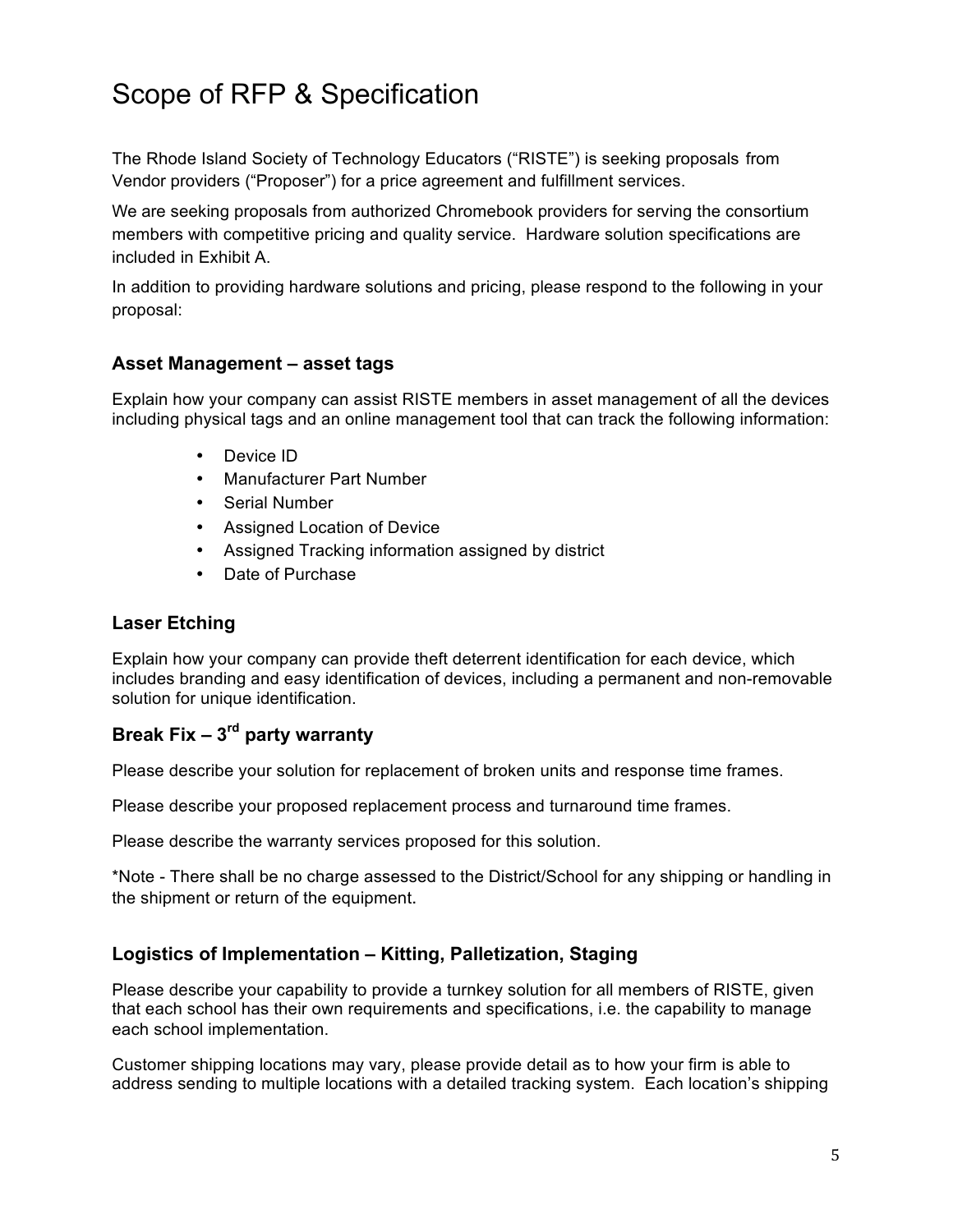# Scope of RFP & Specification

The Rhode Island Society of Technology Educators ("RISTE") is seeking proposals from Vendor providers ("Proposer") for a price agreement and fulfillment services.

We are seeking proposals from authorized Chromebook providers for serving the consortium members with competitive pricing and quality service. Hardware solution specifications are included in Exhibit A.

In addition to providing hardware solutions and pricing, please respond to the following in your proposal:

### Asset Management – asset tags

Explain how your company can assist RISTE members in asset management of all the devices including physical tags and an online management tool that can track the following information:

- Device ID
- Manufacturer Part Number
- Serial Number
- Assigned Location of Device
- Assigned Tracking information assigned by district
- Date of Purchase

### Laser Etching

Explain how your company can provide theft deterrent identification for each device, which includes branding and easy identification of devices, including a permanent and non-removable solution for unique identification.

### Break Fix – 3rd party warranty

Please describe your solution for replacement of broken units and response time frames.

Please describe your proposed replacement process and turnaround time frames.

Please describe the warranty services proposed for this solution.

*Note - There shall be no charge assessed to the District/School for any shipping or handling in the shipment or return of the equipment.

### Logistics of Implementation – Kitting, Palletization, Staging

Please describe your capability to provide a turnkey solution for all members of RISTE, given that each school has their own requirements and specifications, i.e. the capability to manage each school implementation.

Customer shipping locations may vary, please provide detail as to how your firm is able to address sending to multiple locations with a detailed tracking system. Each location's shipping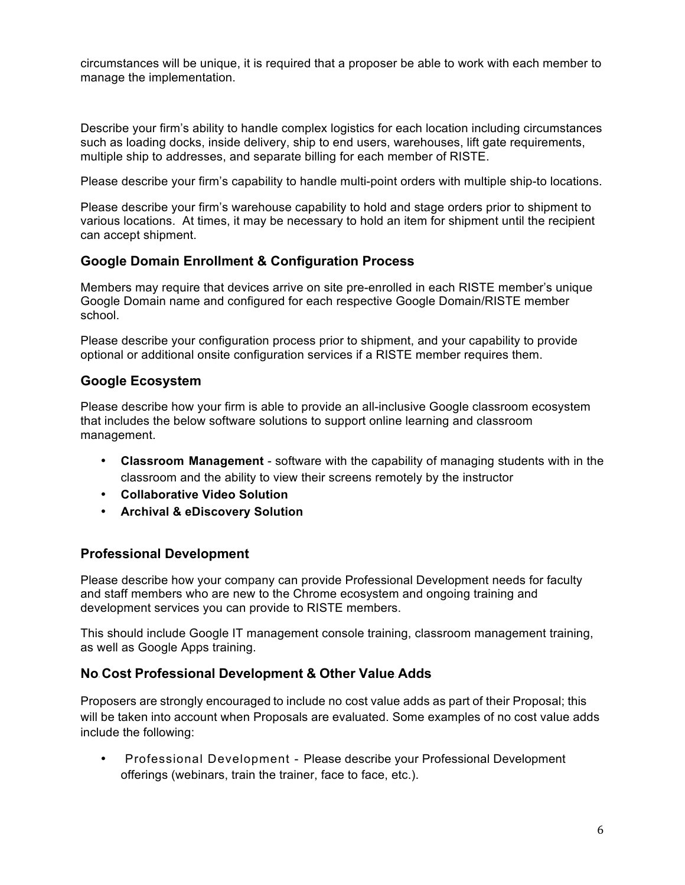circumstances will be unique, it is required that a proposer be able to work with each member to manage the implementation.

Describe your firm's ability to handle complex logistics for each location including circumstances such as loading docks, inside delivery, ship to end users, warehouses, lift gate requirements, multiple ship to addresses, and separate billing for each member of RISTE.

Please describe your firm's capability to handle multi-point orders with multiple ship-to locations.

Please describe your firm's warehouse capability to hold and stage orders prior to shipment to various locations. At times, it may be necessary to hold an item for shipment until the recipient can accept shipment.

### Google Domain Enrollment & Configuration Process

Members may require that devices arrive on site pre-enrolled in each RISTE member's unique Google Domain name and configured for each respective Google Domain/RISTE member school.

Please describe your configuration process prior to shipment, and your capability to provide optional or additional onsite configuration services if a RISTE member requires them.

### Google Ecosystem

Please describe how your firm is able to provide an all-inclusive Google classroom ecosystem that includes the below software solutions to support online learning and classroom management.

- **Classroom Management** - software with the capability of managing students with in the classroom and the ability to view their screens remotely by the instructor
- **Collaborative Video Solution**
- **Archival & eDiscovery Solution**

### Professional Development

Please describe how your company can provide Professional Development needs for faculty and staff members who are new to the Chrome ecosystem and ongoing training and development services you can provide to RISTE members.

This should include Google IT management console training, classroom management training, as well as Google Apps training.

### No Cost Professional Development & Other Value Adds

Proposers are strongly encouraged to include no cost value adds as part of their Proposal; this will be taken into account when Proposals are evaluated. Some examples of no cost value adds include the following:

- Professional Development - Please describe your Professional Development offerings (webinars, train the trainer, face to face, etc.).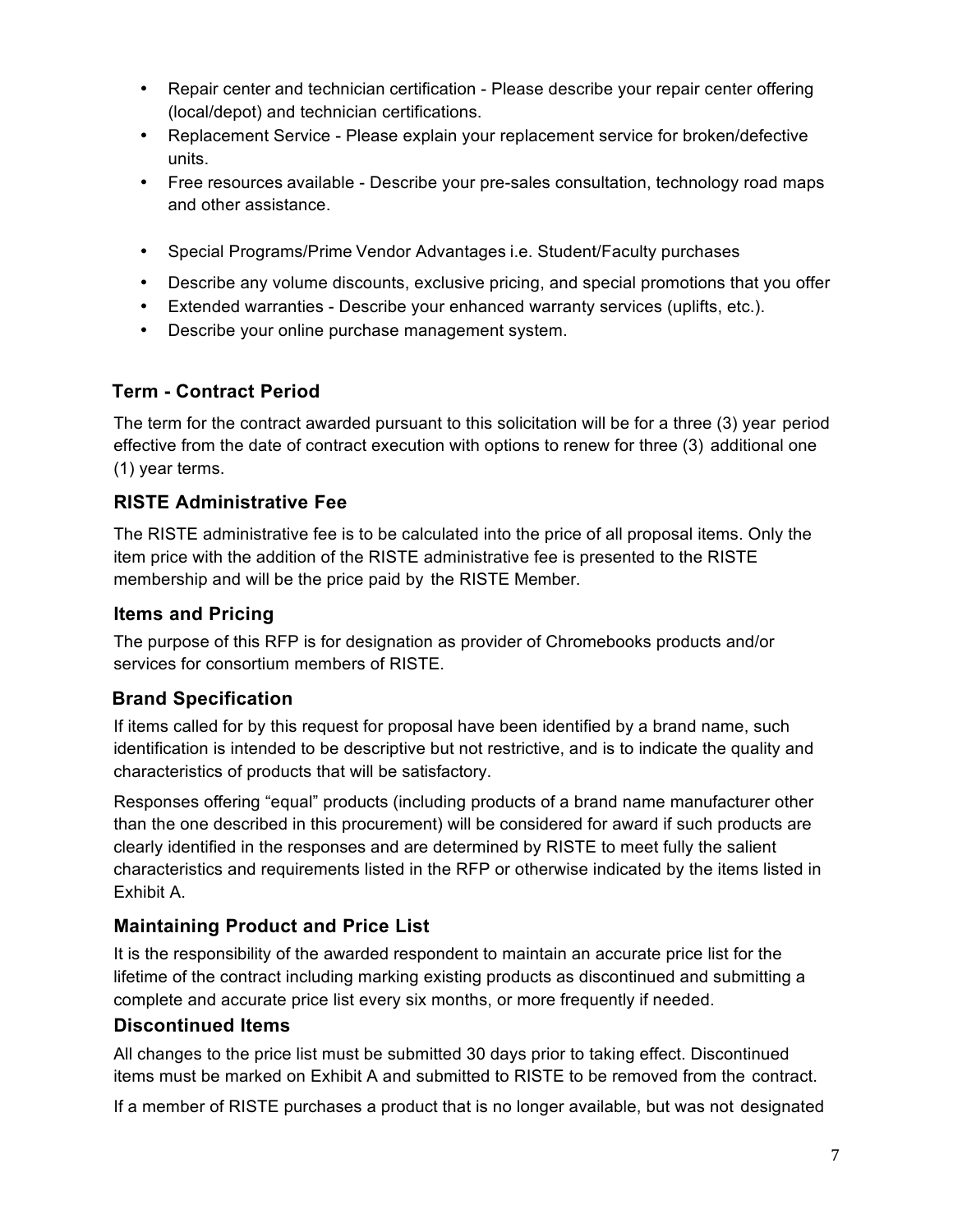- Repair center and technician certification - Please describe your repair center offering (local/depot) and technician certifications.
- Replacement Service - Please explain your replacement service for broken/defective units.
- Free resources available - Describe your pre-sales consultation, technology road maps and other assistance.
- Special Programs/Prime Vendor Advantages i.e. Student/Faculty purchases
- Describe any volume discounts, exclusive pricing, and special promotions that you offer
- Extended warranties - Describe your enhanced warranty services (uplifts, etc.).
- Describe your online purchase management system.

### Term - Contract Period

The term for the contract awarded pursuant to this solicitation will be for a three (3) year period effective from the date of contract execution with options to renew for three (3) additional one (1) year terms.

### RISTE Administrative Fee

The RISTE administrative fee is to be calculated into the price of all proposal items. Only the item price with the addition of the RISTE administrative fee is presented to the RISTE membership and will be the price paid by the RISTE Member.

### Items and Pricing

The purpose of this RFP is for designation as provider of Chromebooks products and/or services for consortium members of RISTE.

### Brand Specification

If items called for by this request for proposal have been identified by a brand name, such identification is intended to be descriptive but not restrictive, and is to indicate the quality and characteristics of products that will be satisfactory.

Responses offering "equal" products (including products of a brand name manufacturer other than the one described in this procurement) will be considered for award if such products are clearly identified in the responses and are determined by RISTE to meet fully the salient characteristics and requirements listed in the RFP or otherwise indicated by the items listed in Exhibit A.

### Maintaining Product and Price List

It is the responsibility of the awarded respondent to maintain an accurate price list for the lifetime of the contract including marking existing products as discontinued and submitting a complete and accurate price list every six months, or more frequently if needed.

### Discontinued Items

All changes to the price list must be submitted 30 days prior to taking effect. Discontinued items must be marked on Exhibit A and submitted to RISTE to be removed from the contract.

If a member of RISTE purchases a product that is no longer available, but was not designated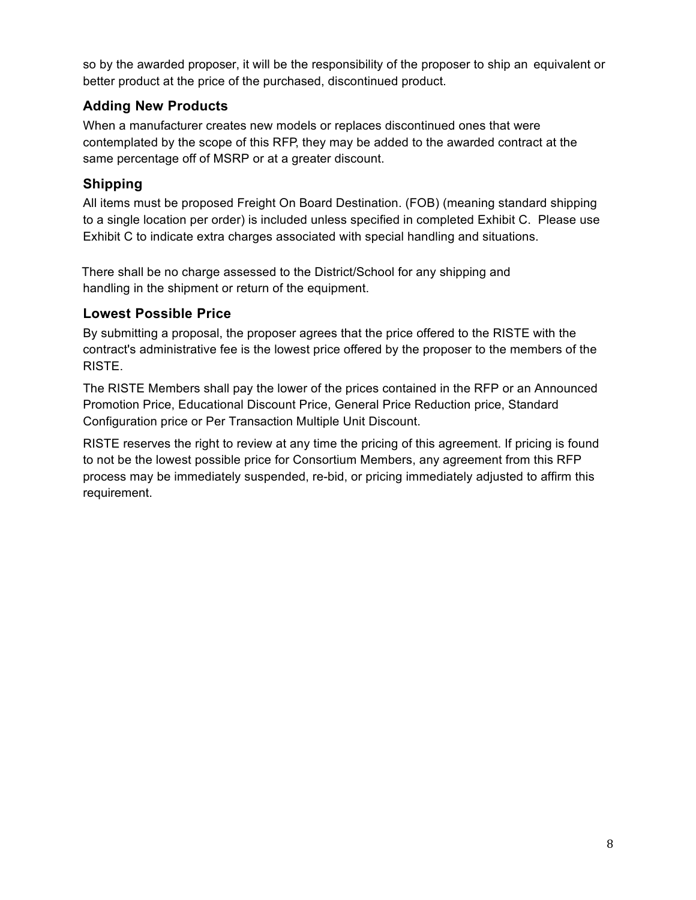so by the awarded proposer, it will be the responsibility of the proposer to ship an equivalent or better product at the price of the purchased, discontinued product.

### Adding New Products

When a manufacturer creates new models or replaces discontinued ones that were contemplated by the scope of this RFP, they may be added to the awarded contract at the same percentage off of MSRP or at a greater discount.

### Shipping

All items must be proposed Freight On Board Destination. (FOB) (meaning standard shipping to a single location per order) is included unless specified in completed Exhibit C. Please use Exhibit C to indicate extra charges associated with special handling and situations.

There shall be no charge assessed to the District/School for any shipping and handling in the shipment or return of the equipment.

### Lowest Possible Price

By submitting a proposal, the proposer agrees that the price offered to the RISTE with the contract's administrative fee is the lowest price offered by the proposer to the members of the RISTE.

The RISTE Members shall pay the lower of the prices contained in the RFP or an Announced Promotion Price, Educational Discount Price, General Price Reduction price, Standard Configuration price or Per Transaction Multiple Unit Discount.

RISTE reserves the right to review at any time the pricing of this agreement. If pricing is found to not be the lowest possible price for Consortium Members, any agreement from this RFP process may be immediately suspended, re-bid, or pricing immediately adjusted to affirm this requirement.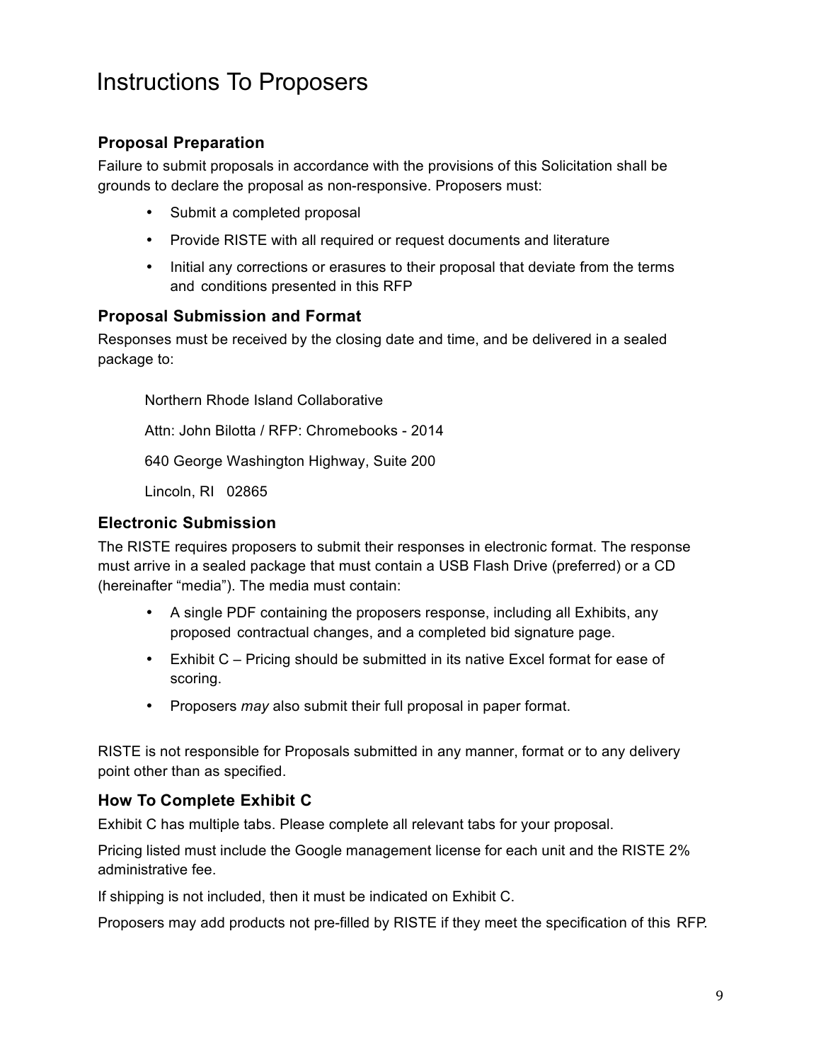# Instructions To Proposers

### Proposal Preparation

Failure to submit proposals in accordance with the provisions of this Solicitation shall be grounds to declare the proposal as non-responsive. Proposers must:

- Submit a completed proposal
- Provide RISTE with all required or request documents and literature
- Initial any corrections or erasures to their proposal that deviate from the terms and conditions presented in this RFP

### Proposal Submission and Format

Responses must be received by the closing date and time, and be delivered in a sealed package to:

Northern Rhode Island Collaborative

Attn: John Bilotta / RFP: Chromebooks - 2014

640 George Washington Highway, Suite 200

Lincoln, RI 02865

### Electronic Submission

The RISTE requires proposers to submit their responses in electronic format. The response must arrive in a sealed package that must contain a USB Flash Drive (preferred) or a CD (hereinafter "media"). The media must contain:

- A single PDF containing the proposers response, including all Exhibits, any proposed contractual changes, and a completed bid signature page.
- Exhibit C – Pricing should be submitted in its native Excel format for ease of scoring.
- Proposers *may* also submit their full proposal in paper format.

RISTE is not responsible for Proposals submitted in any manner, format or to any delivery point other than as specified.

### How To Complete Exhibit C

Exhibit C has multiple tabs. Please complete all relevant tabs for your proposal.

Pricing listed must include the Google management license for each unit and the RISTE 2% administrative fee.

If shipping is not included, then it must be indicated on Exhibit C.

Proposers may add products not pre-filled by RISTE if they meet the specification of this RFP.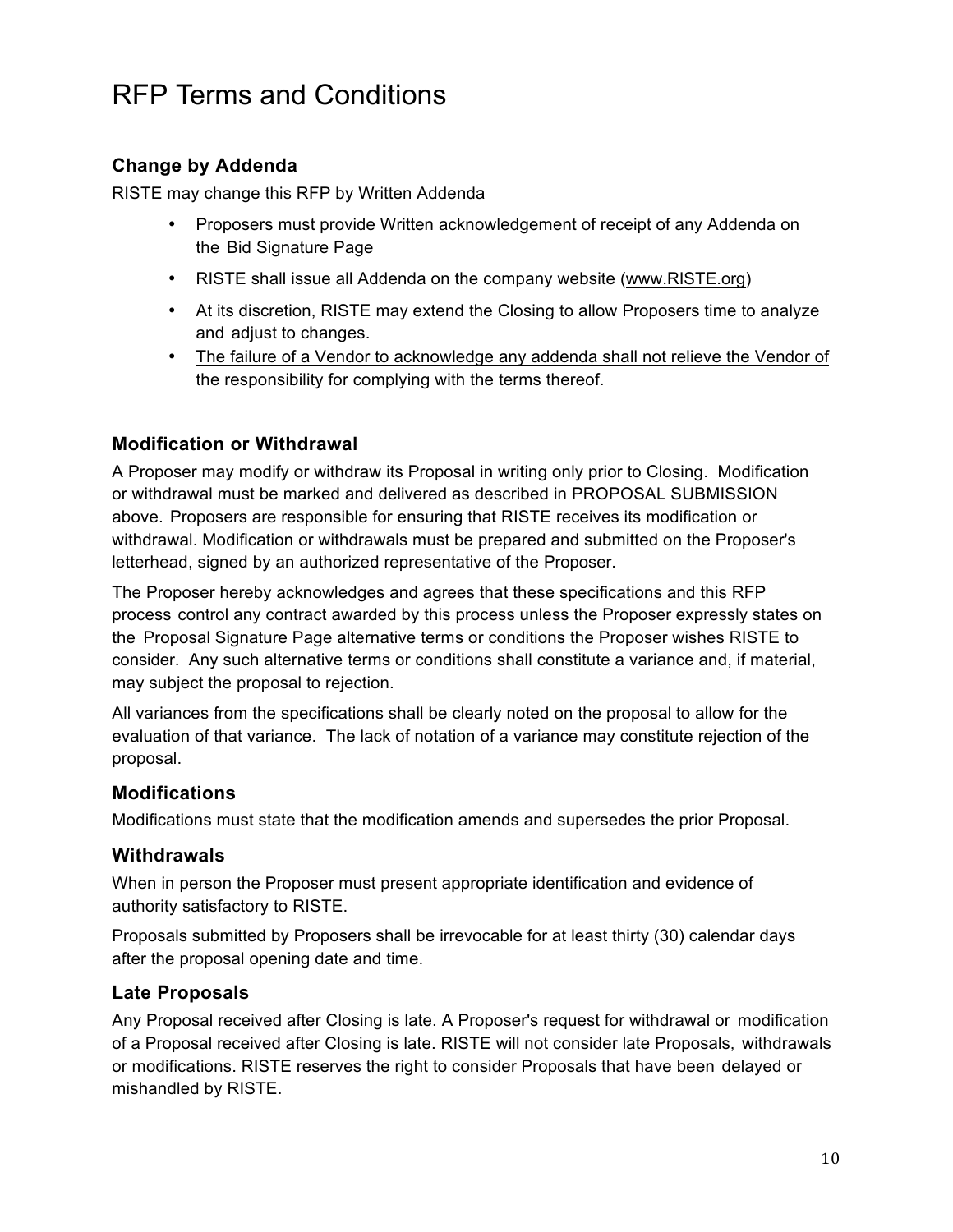# RFP Terms and Conditions

### Change by Addenda

RISTE may change this RFP by Written Addenda

- Proposers must provide Written acknowledgement of receipt of any Addenda on the Bid Signature Page
- RISTE shall issue all Addenda on the company website (www.RISTE.org)
- At its discretion, RISTE may extend the Closing to allow Proposers time to analyze and adjust to changes.
- <u>The failure of a Vendor to acknowledge any addenda shall not relieve the Vendor of the responsibility for complying with the terms thereof.</u>

### Modification or Withdrawal

A Proposer may modify or withdraw its Proposal in writing only prior to Closing. Modification or withdrawal must be marked and delivered as described in PROPOSAL SUBMISSION above. Proposers are responsible for ensuring that RISTE receives its modification or withdrawal. Modification or withdrawals must be prepared and submitted on the Proposer's letterhead, signed by an authorized representative of the Proposer.

The Proposer hereby acknowledges and agrees that these specifications and this RFP process control any contract awarded by this process unless the Proposer expressly states on the Proposal Signature Page alternative terms or conditions the Proposer wishes RISTE to consider. Any such alternative terms or conditions shall constitute a variance and, if material, may subject the proposal to rejection.

All variances from the specifications shall be clearly noted on the proposal to allow for the evaluation of that variance. The lack of notation of a variance may constitute rejection of the proposal.

### Modifications

Modifications must state that the modification amends and supersedes the prior Proposal.

### Withdrawals

When in person the Proposer must present appropriate identification and evidence of authority satisfactory to RISTE.

Proposals submitted by Proposers shall be irrevocable for at least thirty (30) calendar days after the proposal opening date and time.

### Late Proposals

Any Proposal received after Closing is late. A Proposer's request for withdrawal or modification of a Proposal received after Closing is late. RISTE will not consider late Proposals, withdrawals or modifications. RISTE reserves the right to consider Proposals that have been delayed or mishandled by RISTE.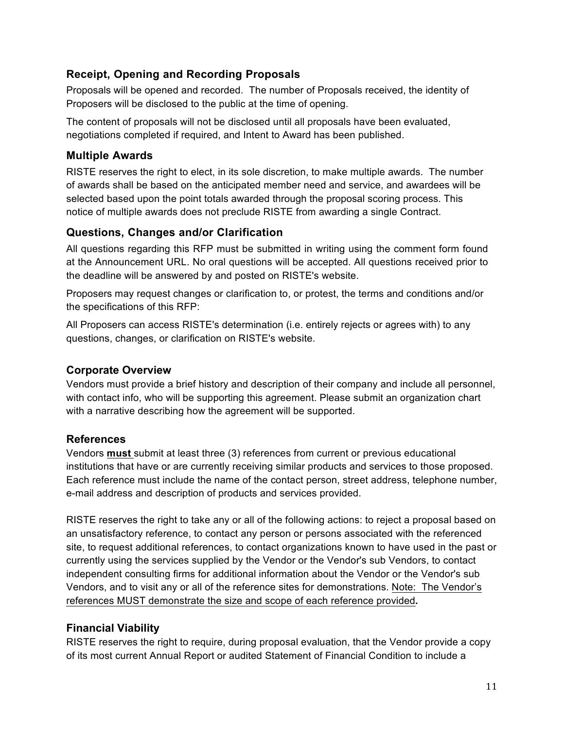## Receipt, Opening and Recording Proposals

Proposals will be opened and recorded. The number of Proposals received, the identity of Proposers will be disclosed to the public at the time of opening.

The content of proposals will not be disclosed until all proposals have been evaluated, negotiations completed if required, and Intent to Award has been published.

## Multiple Awards

RISTE reserves the right to elect, in its sole discretion, to make multiple awards. The number of awards shall be based on the anticipated member need and service, and awardees will be selected based upon the point totals awarded through the proposal scoring process. This notice of multiple awards does not preclude RISTE from awarding a single Contract.

## Questions, Changes and/or Clarification

All questions regarding this RFP must be submitted in writing using the comment form found at the Announcement URL. No oral questions will be accepted. All questions received prior to the deadline will be answered by and posted on RISTE's website.

Proposers may request changes or clarification to, or protest, the terms and conditions and/or the specifications of this RFP:

All Proposers can access RISTE's determination (i.e. entirely rejects or agrees with) to any questions, changes, or clarification on RISTE's website.

## Corporate Overview

Vendors must provide a brief history and description of their company and include all personnel, with contact info, who will be supporting this agreement. Please submit an organization chart with a narrative describing how the agreement will be supported.

## References

Vendors **must** submit at least three (3) references from current or previous educational institutions that have or are currently receiving similar products and services to those proposed. Each reference must include the name of the contact person, street address, telephone number, e-mail address and description of products and services provided.

RISTE reserves the right to take any or all of the following actions: to reject a proposal based on an unsatisfactory reference, to contact any person or persons associated with the referenced site, to request additional references, to contact organizations known to have used in the past or currently using the services supplied by the Vendor or the Vendor's sub Vendors, to contact independent consulting firms for additional information about the Vendor or the Vendor's sub Vendors, and to visit any or all of the reference sites for demonstrations. Note: The Vendor's references MUST demonstrate the size and scope of each reference provided*.*

## Financial Viability

RISTE reserves the right to require, during proposal evaluation, that the Vendor provide a copy of its most current Annual Report or audited Statement of Financial Condition to include a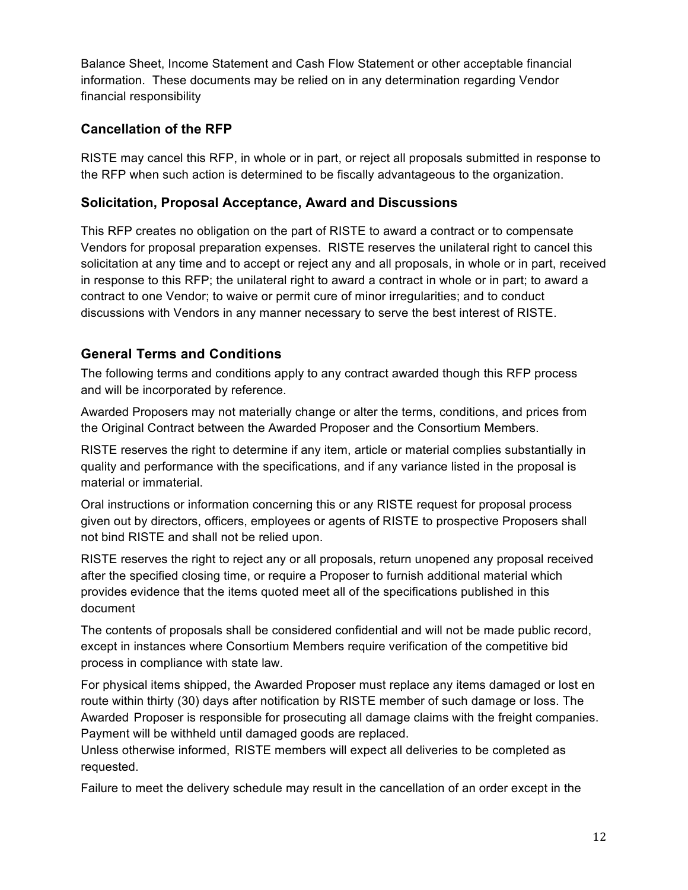Balance Sheet, Income Statement and Cash Flow Statement or other acceptable financial information. These documents may be relied on in any determination regarding Vendor financial responsibility

### Cancellation of the RFP

RISTE may cancel this RFP, in whole or in part, or reject all proposals submitted in response to the RFP when such action is determined to be fiscally advantageous to the organization.

### Solicitation, Proposal Acceptance, Award and Discussions

This RFP creates no obligation on the part of RISTE to award a contract or to compensate Vendors for proposal preparation expenses. RISTE reserves the unilateral right to cancel this solicitation at any time and to accept or reject any and all proposals, in whole or in part, received in response to this RFP; the unilateral right to award a contract in whole or in part; to award a contract to one Vendor; to waive or permit cure of minor irregularities; and to conduct discussions with Vendors in any manner necessary to serve the best interest of RISTE.

### General Terms and Conditions

The following terms and conditions apply to any contract awarded though this RFP process and will be incorporated by reference.

Awarded Proposers may not materially change or alter the terms, conditions, and prices from the Original Contract between the Awarded Proposer and the Consortium Members.

RISTE reserves the right to determine if any item, article or material complies substantially in quality and performance with the specifications, and if any variance listed in the proposal is material or immaterial.

Oral instructions or information concerning this or any RISTE request for proposal process given out by directors, officers, employees or agents of RISTE to prospective Proposers shall not bind RISTE and shall not be relied upon.

RISTE reserves the right to reject any or all proposals, return unopened any proposal received after the specified closing time, or require a Proposer to furnish additional material which provides evidence that the items quoted meet all of the specifications published in this document

The contents of proposals shall be considered confidential and will not be made public record, except in instances where Consortium Members require verification of the competitive bid process in compliance with state law.

For physical items shipped, the Awarded Proposer must replace any items damaged or lost en route within thirty (30) days after notification by RISTE member of such damage or loss. The Awarded Proposer is responsible for prosecuting all damage claims with the freight companies. Payment will be withheld until damaged goods are replaced.
Unless otherwise informed, RISTE members will expect all deliveries to be completed as requested.

Failure to meet the delivery schedule may result in the cancellation of an order except in the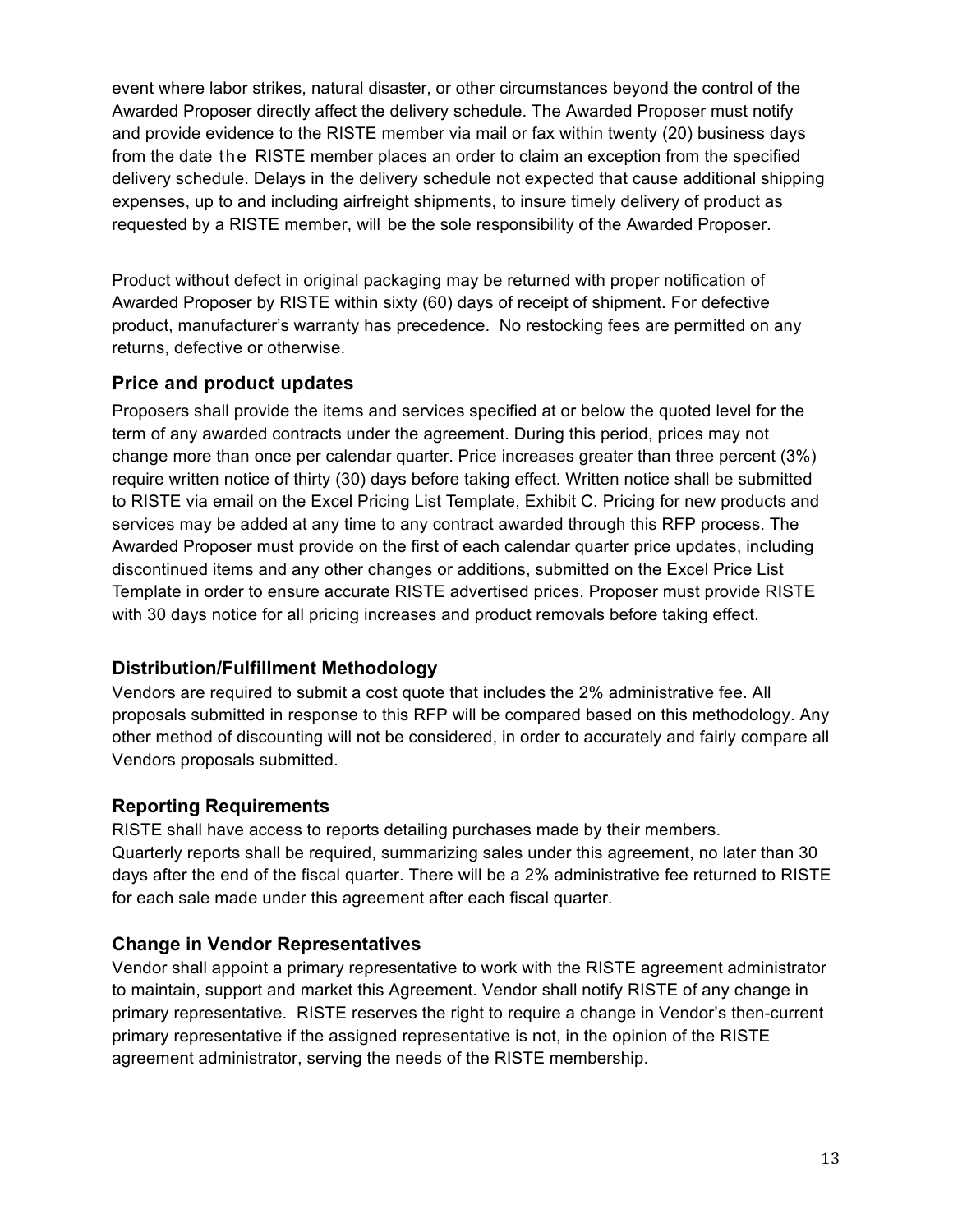event where labor strikes, natural disaster, or other circumstances beyond the control of the Awarded Proposer directly affect the delivery schedule. The Awarded Proposer must notify and provide evidence to the RISTE member via mail or fax within twenty (20) business days from the date the RISTE member places an order to claim an exception from the specified delivery schedule. Delays in the delivery schedule not expected that cause additional shipping expenses, up to and including airfreight shipments, to insure timely delivery of product as requested by a RISTE member, will be the sole responsibility of the Awarded Proposer.

Product without defect in original packaging may be returned with proper notification of Awarded Proposer by RISTE within sixty (60) days of receipt of shipment. For defective product, manufacturer's warranty has precedence. No restocking fees are permitted on any returns, defective or otherwise.

### Price and product updates

Proposers shall provide the items and services specified at or below the quoted level for the term of any awarded contracts under the agreement. During this period, prices may not change more than once per calendar quarter. Price increases greater than three percent (3%) require written notice of thirty (30) days before taking effect. Written notice shall be submitted to RISTE via email on the Excel Pricing List Template, Exhibit C. Pricing for new products and services may be added at any time to any contract awarded through this RFP process. The Awarded Proposer must provide on the first of each calendar quarter price updates, including discontinued items and any other changes or additions, submitted on the Excel Price List Template in order to ensure accurate RISTE advertised prices. Proposer must provide RISTE with 30 days notice for all pricing increases and product removals before taking effect.

### Distribution/Fulfillment Methodology

Vendors are required to submit a cost quote that includes the 2% administrative fee. All proposals submitted in response to this RFP will be compared based on this methodology. Any other method of discounting will not be considered, in order to accurately and fairly compare all Vendors proposals submitted.

### Reporting Requirements

RISTE shall have access to reports detailing purchases made by their members.
Quarterly reports shall be required, summarizing sales under this agreement, no later than 30 days after the end of the fiscal quarter. There will be a 2% administrative fee returned to RISTE for each sale made under this agreement after each fiscal quarter.

### Change in Vendor Representatives

Vendor shall appoint a primary representative to work with the RISTE agreement administrator to maintain, support and market this Agreement. Vendor shall notify RISTE of any change in primary representative. RISTE reserves the right to require a change in Vendor's then-current primary representative if the assigned representative is not, in the opinion of the RISTE agreement administrator, serving the needs of the RISTE membership.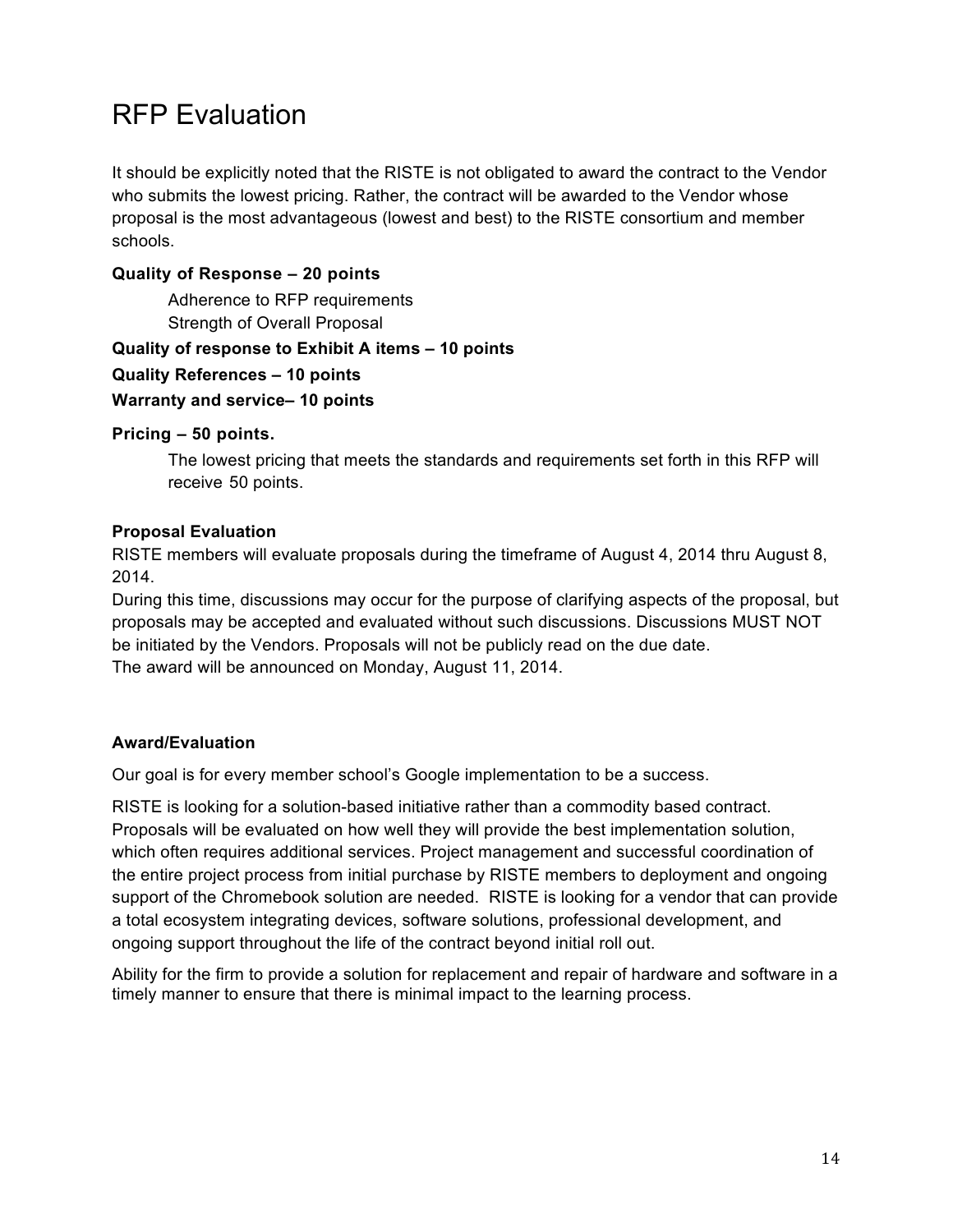# RFP Evaluation

It should be explicitly noted that the RISTE is not obligated to award the contract to the Vendor who submits the lowest pricing. Rather, the contract will be awarded to the Vendor whose proposal is the most advantageous (lowest and best) to the RISTE consortium and member schools.

**Quality of Response – 20 points**

Adherence to RFP requirements
Strength of Overall Proposal

**Quality of response to Exhibit A items – 10 points**

**Quality References – 10 points**

**Warranty and service– 10 points**

**Pricing – 50 points.**

The lowest pricing that meets the standards and requirements set forth in this RFP will receive 50 points.

**Proposal Evaluation**

RISTE members will evaluate proposals during the timeframe of August 4, 2014 thru August 8, 2014.

During this time, discussions may occur for the purpose of clarifying aspects of the proposal, but proposals may be accepted and evaluated without such discussions. Discussions MUST NOT be initiated by the Vendors. Proposals will not be publicly read on the due date.

The award will be announced on Monday, August 11, 2014.

**Award/Evaluation**

Our goal is for every member school's Google implementation to be a success.

RISTE is looking for a solution-based initiative rather than a commodity based contract. Proposals will be evaluated on how well they will provide the best implementation solution, which often requires additional services. Project management and successful coordination of the entire project process from initial purchase by RISTE members to deployment and ongoing support of the Chromebook solution are needed. RISTE is looking for a vendor that can provide a total ecosystem integrating devices, software solutions, professional development, and ongoing support throughout the life of the contract beyond initial roll out.

Ability for the firm to provide a solution for replacement and repair of hardware and software in a timely manner to ensure that there is minimal impact to the learning process.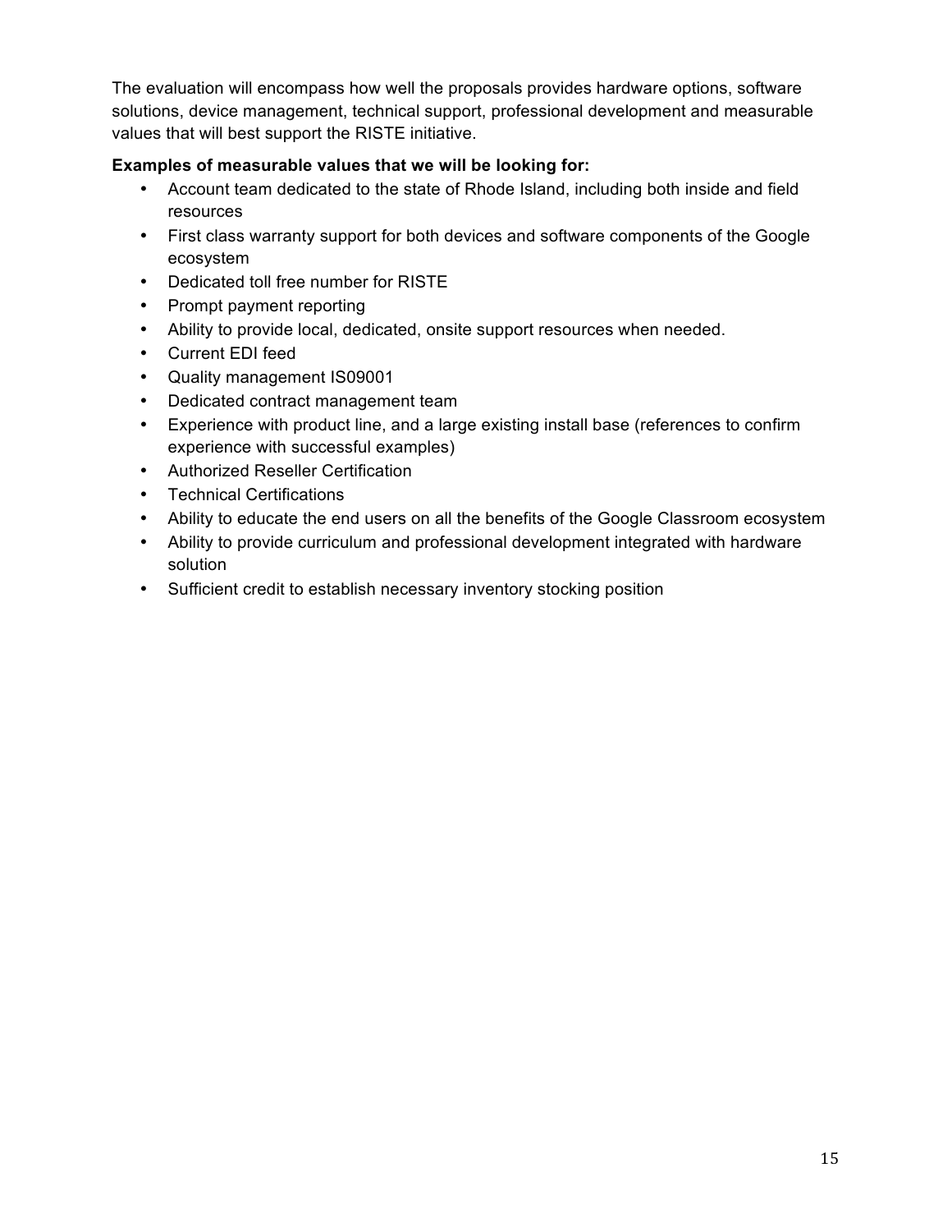The evaluation will encompass how well the proposals provides hardware options, software solutions, device management, technical support, professional development and measurable values that will best support the RISTE initiative.

**Examples of measurable values that we will be looking for:**

- Account team dedicated to the state of Rhode Island, including both inside and field resources
- First class warranty support for both devices and software components of the Google ecosystem
- Dedicated toll free number for RISTE
- Prompt payment reporting
- Ability to provide local, dedicated, onsite support resources when needed.
- Current EDI feed
- Quality management IS09001
- Dedicated contract management team
- Experience with product line, and a large existing install base (references to confirm experience with successful examples)
- Authorized Reseller Certification
- Technical Certifications
- Ability to educate the end users on all the benefits of the Google Classroom ecosystem
- Ability to provide curriculum and professional development integrated with hardware solution
- Sufficient credit to establish necessary inventory stocking position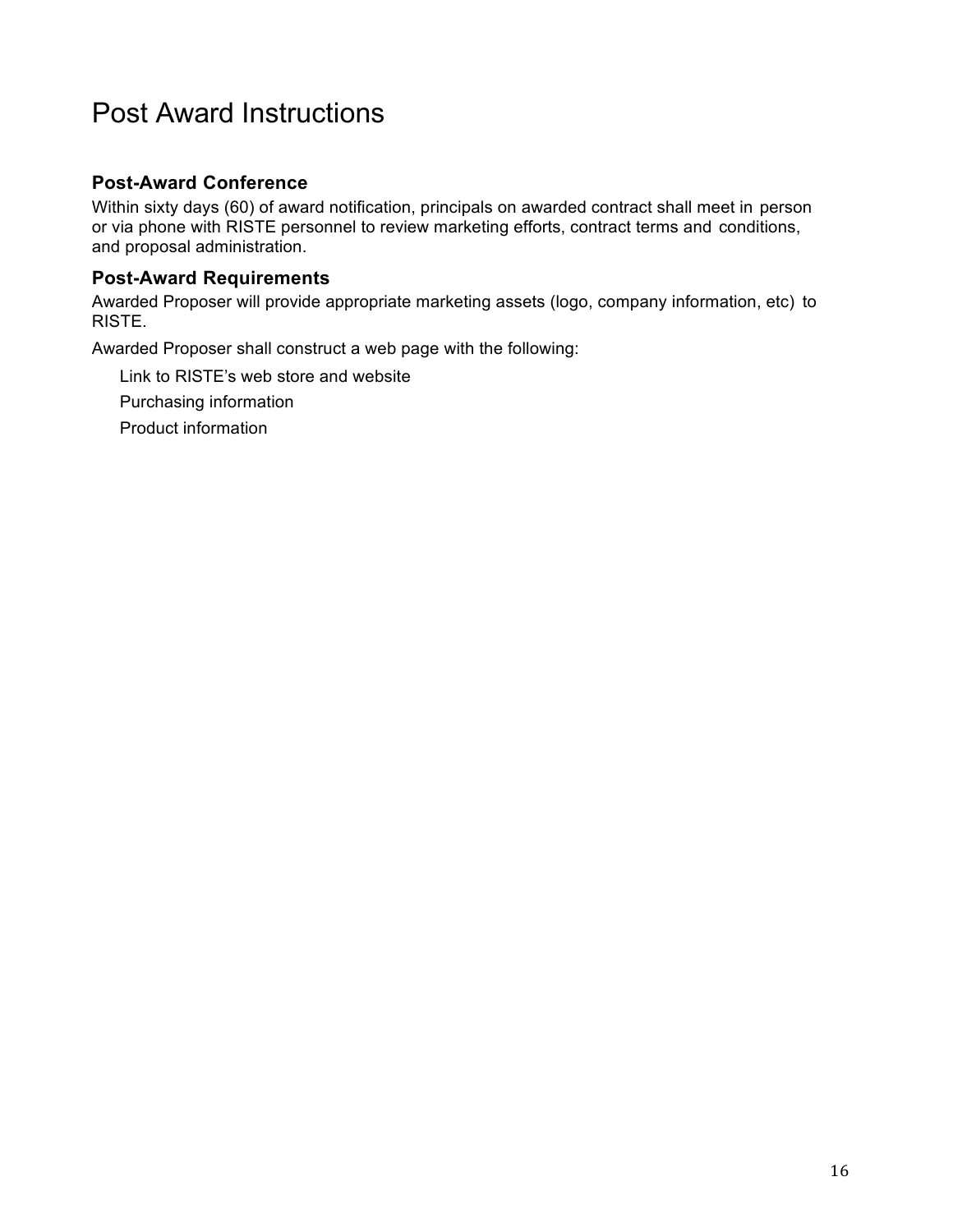# Post Award Instructions

### Post-Award Conference

Within sixty days (60) of award notification, principals on awarded contract shall meet in person or via phone with RISTE personnel to review marketing efforts, contract terms and conditions, and proposal administration.

### Post-Award Requirements

Awarded Proposer will provide appropriate marketing assets (logo, company information, etc) to RISTE.

Awarded Proposer shall construct a web page with the following:

- Link to RISTE's web store and website
- Purchasing information
- Product information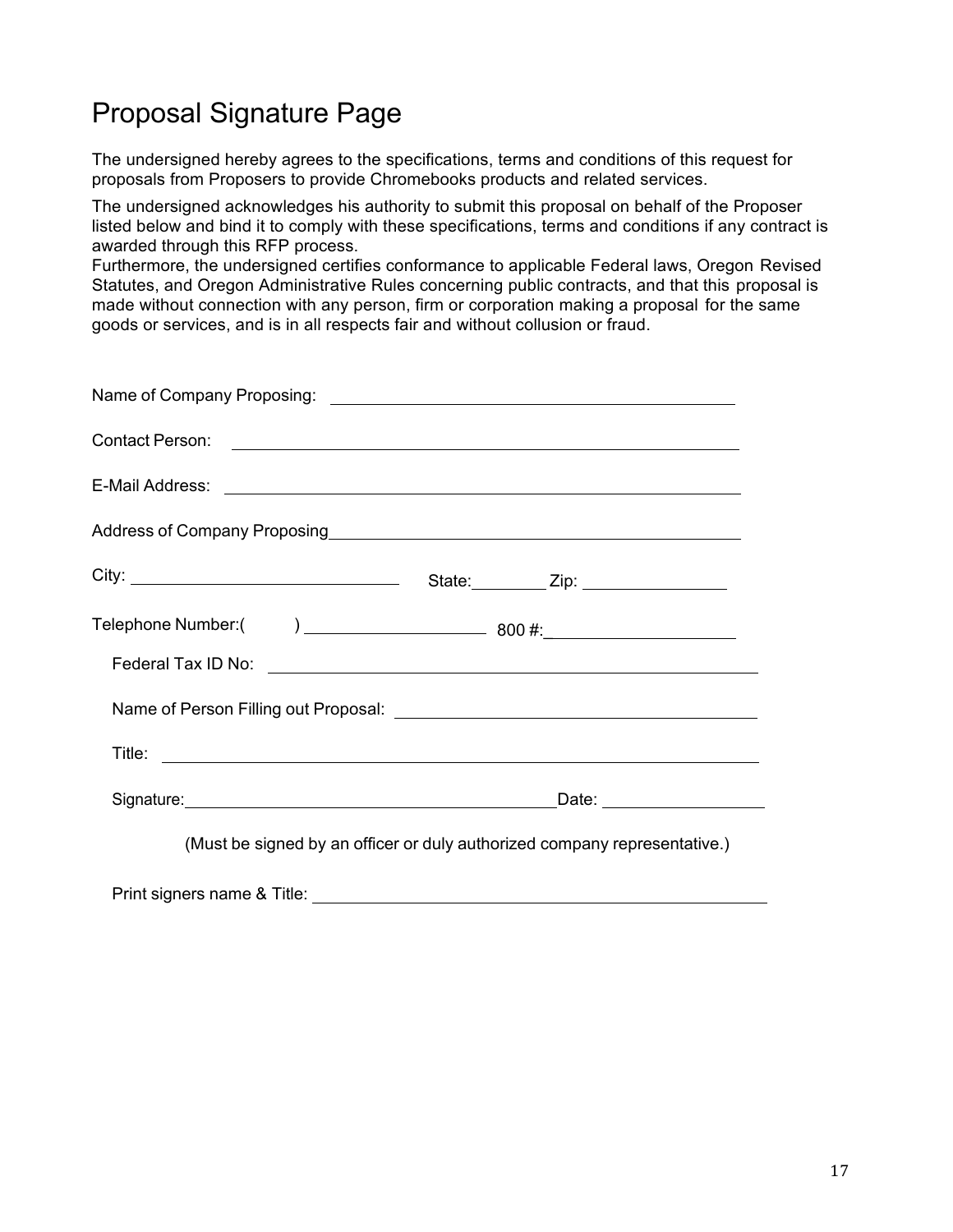# Proposal Signature Page

The undersigned hereby agrees to the specifications, terms and conditions of this request for proposals from Proposers to provide Chromebooks products and related services.

The undersigned acknowledges his authority to submit this proposal on behalf of the Proposer listed below and bind it to comply with these specifications, terms and conditions if any contract is awarded through this RFP process.
Furthermore, the undersigned certifies conformance to applicable Federal laws, Oregon Revised Statutes, and Oregon Administrative Rules concerning public contracts, and that this proposal is made without connection with any person, firm or corporation making a proposal for the same goods or services, and is in all respects fair and without collusion or fraud.

Name of Company Proposing: ______________________________________________

Contact Person: ______________________________________________

E-Mail Address: ______________________________________________

Address of Company Proposing______________________________________________

City: ____________________________ State:________ Zip: ______________

Telephone Number:( ) ____________________ 800 #:____________________

Federal Tax ID No: ______________________________________________

Name of Person Filling out Proposal: ______________________________________

Title: ______________________________________________

Signature:________________________________________Date: ________________

(Must be signed by an officer or duly authorized company representative.)

Print signers name & Title: ______________________________________________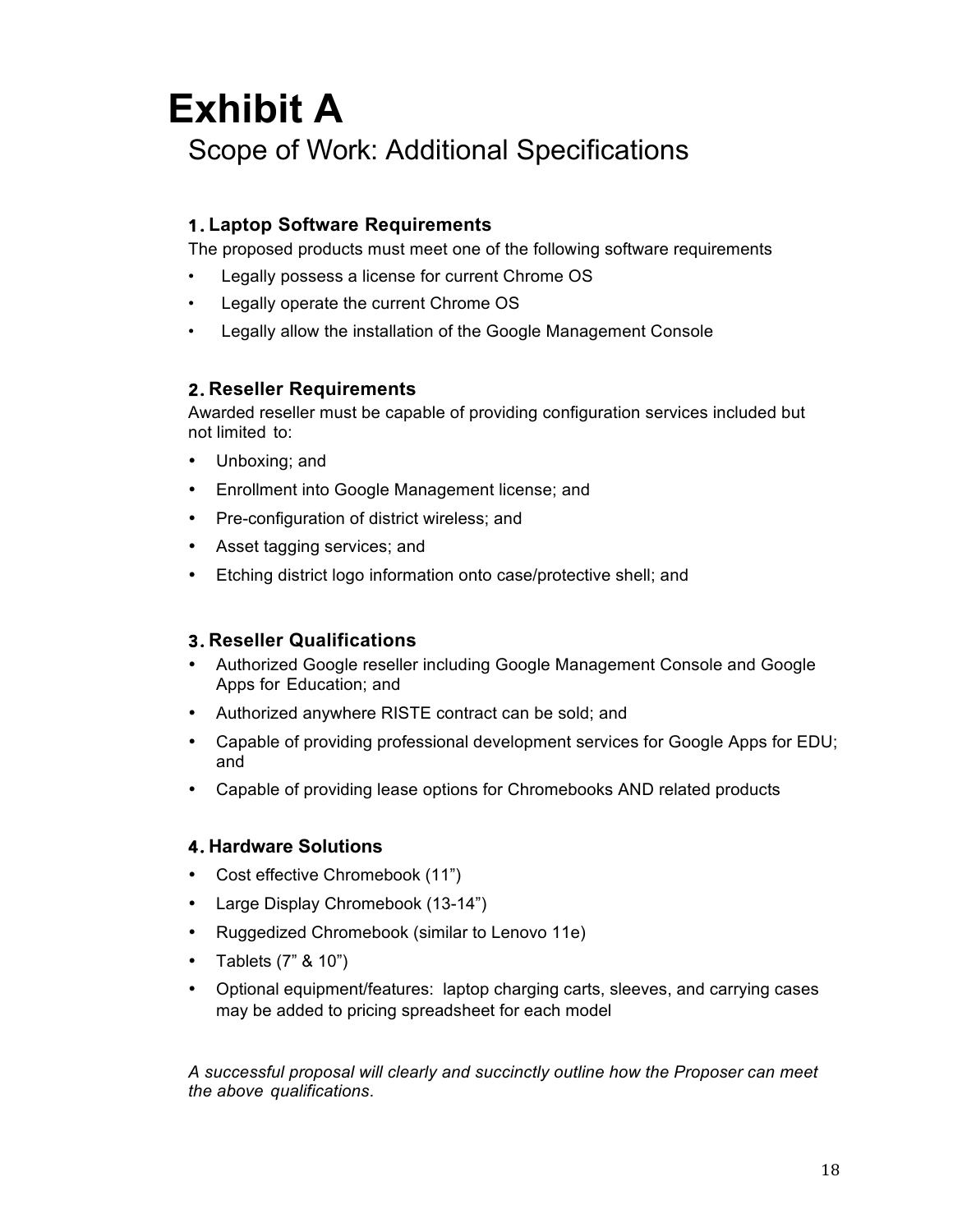# Exhibit A

## Scope of Work: Additional Specifications

### 1. Laptop Software Requirements

The proposed products must meet one of the following software requirements

- Legally possess a license for current Chrome OS
- Legally operate the current Chrome OS
- Legally allow the installation of the Google Management Console

### 2. Reseller Requirements

Awarded reseller must be capable of providing configuration services included but not limited to:

- Unboxing; and
- Enrollment into Google Management license; and
- Pre-configuration of district wireless; and
- Asset tagging services; and
- Etching district logo information onto case/protective shell; and

### 3. Reseller Qualifications

- Authorized Google reseller including Google Management Console and Google Apps for Education; and
- Authorized anywhere RISTE contract can be sold; and
- Capable of providing professional development services for Google Apps for EDU; and
- Capable of providing lease options for Chromebooks AND related products

### 4. Hardware Solutions

- Cost effective Chromebook (11”)
- Large Display Chromebook (13-14”)
- Ruggedized Chromebook (similar to Lenovo 11e)
- Tablets (7” & 10”)
- Optional equipment/features: laptop charging carts, sleeves, and carrying cases may be added to pricing spreadsheet for each model

*A successful proposal will clearly and succinctly outline how the Proposer can meet the above qualifications.*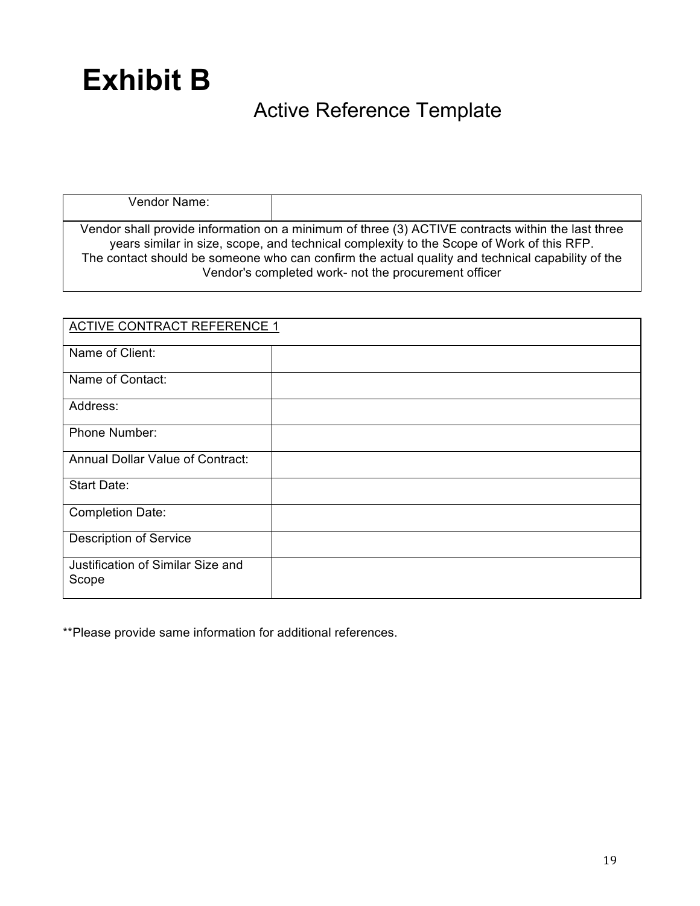# Exhibit B

## Active Reference Template

| Vendor Name: | |
|---|---|
| Vendor shall provide information on a minimum of three (3) ACTIVE contracts within the last three years similar in size, scope, and technical complexity to the Scope of Work of this RFP. The contact should be someone who can confirm the actual quality and technical capability of the Vendor's completed work- not the procurement officer | |

| ACTIVE CONTRACT REFERENCE 1 | |
|---|---|
| Name of Client: | |
| Name of Contact: | |
| Address: | |
| Phone Number: | |
| Annual Dollar Value of Contract: | |
| Start Date: | |
| Completion Date: | |
| Description of Service | |
| Justification of Similar Size and Scope | |

**Please provide same information for additional references.